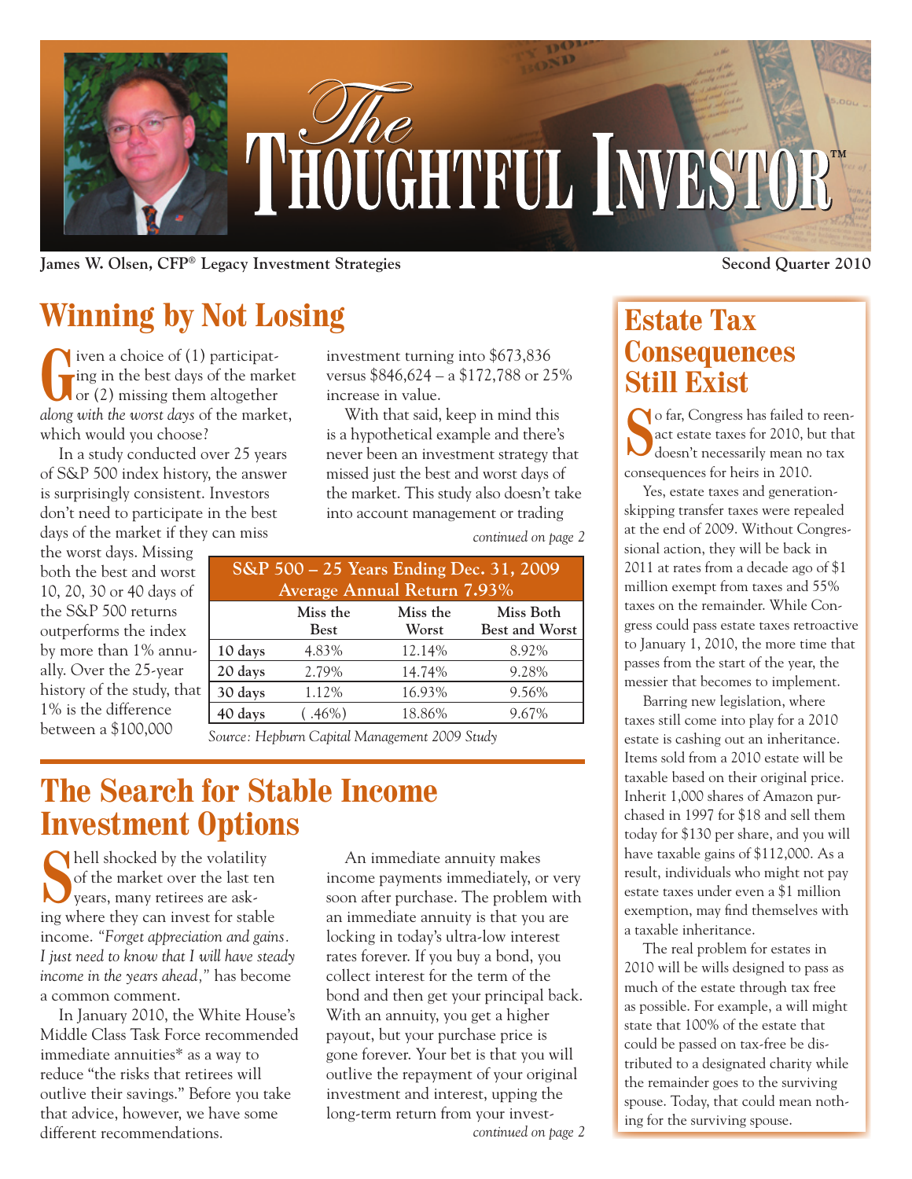# The Thoughtful Investor™

**James W. Olsen, CFP® Legacy Investment Strategies** — **Second Quarter 2010**

## Winning by Not Losing

Given a choice of (1) participating in the best days of the market or (2) missing them altogether *along with the worst days* of the market, which would you choose?

In a study conducted over 25 years of S&P 500 index history, the answer is surprisingly consistent. Investors don't need to participate in the best days of the market if they can miss the worst days. Missing both the best and worst 10, 20, 30 or 40 days of the S&P 500 returns outperforms the index by more than 1% annually. Over the 25-year history of the study, that 1% is the difference between a $100,000 investment turning into $673,836 versus $846,624 – a $172,788 or 25% increase in value.

With that said, keep in mind this is a hypothetical example and there's never been an investment strategy that missed just the best and worst days of the market. This study also doesn't take into account management or trading

*continued on page 2*

| S&P 500 – 25 Years Ending Dec. 31, 2009 Average Annual Return 7.93% | | | |
|---|---|---|---|
| | Miss the Best | Miss the Worst | Miss Both Best and Worst |
| 10 days | 4.83% | 12.14% | 8.92% |
| 20 days | 2.79% | 14.74% | 9.28% |
| 30 days | 1.12% | 16.93% | 9.56% |
| 40 days | (.46%) | 18.86% | 9.67% |

*Source: Hepburn Capital Management 2009 Study*

## The Search for Stable Income Investment Options

Shell shocked by the volatility of the market over the last ten years, many retirees are asking where they can invest for stable income. *"Forget appreciation and gains. I just need to know that I will have steady income in the years ahead,"* has become a common comment.

In January 2010, the White House's Middle Class Task Force recommended immediate annuities* as a way to reduce "the risks that retirees will outlive their savings." Before you take that advice, however, we have some different recommendations.

An immediate annuity makes income payments immediately, or very soon after purchase. The problem with an immediate annuity is that you are locking in today's ultra-low interest rates forever. If you buy a bond, you collect interest for the term of the bond and then get your principal back. With an annuity, you get a higher payout, but your purchase price is gone forever. Your bet is that you will outlive the repayment of your original investment and interest, upping the long-term return from your invest-

*continued on page 2*

## Estate Tax Consequences Still Exist

So far, Congress has failed to reenact estate taxes for 2010, but that doesn't necessarily mean no tax consequences for heirs in 2010.

Yes, estate taxes and generation-skipping transfer taxes were repealed at the end of 2009. Without Congressional action, they will be back in 2011 at rates from a decade ago of $1 million exempt from taxes and 55% taxes on the remainder. While Congress could pass estate taxes retroactive to January 1, 2010, the more time that passes from the start of the year, the messier that becomes to implement.

Barring new legislation, where taxes still come into play for a 2010 estate is cashing out an inheritance. Items sold from a 2010 estate will be taxable based on their original price. Inherit 1,000 shares of Amazon purchased in 1997 for $18 and sell them today for $130 per share, and you will have taxable gains of $112,000. As a result, individuals who might not pay estate taxes under even a $1 million exemption, may find themselves with a taxable inheritance.

The real problem for estates in 2010 will be wills designed to pass as much of the estate through tax free as possible. For example, a will might state that 100% of the estate that could be passed on tax-free be distributed to a designated charity while the remainder goes to the surviving spouse. Today, that could mean nothing for the surviving spouse.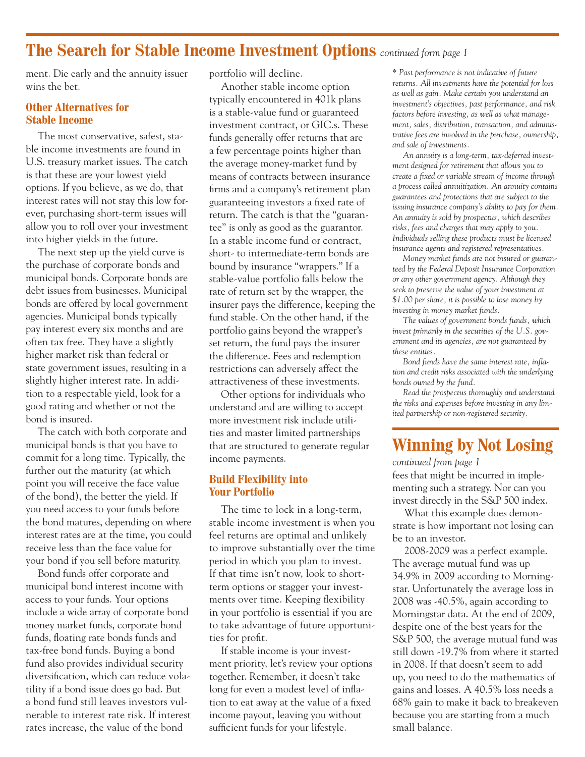# The Search for Stable Income Investment Options *continued form page 1*

ment. Die early and the annuity issuer wins the bet.

## Other Alternatives for Stable Income

The most conservative, safest, stable income investments are found in U.S. treasury market issues. The catch is that these are your lowest yield options. If you believe, as we do, that interest rates will not stay this low forever, purchasing short-term issues will allow you to roll over your investment into higher yields in the future.

The next step up the yield curve is the purchase of corporate bonds and municipal bonds. Corporate bonds are debt issues from businesses. Municipal bonds are offered by local government agencies. Municipal bonds typically pay interest every six months and are often tax free. They have a slightly higher market risk than federal or state government issues, resulting in a slightly higher interest rate. In addition to a respectable yield, look for a good rating and whether or not the bond is insured.

The catch with both corporate and municipal bonds is that you have to commit for a long time. Typically, the further out the maturity (at which point you will receive the face value of the bond), the better the yield. If you need access to your funds before the bond matures, depending on where interest rates are at the time, you could receive less than the face value for your bond if you sell before maturity.

Bond funds offer corporate and municipal bond interest income with access to your funds. Your options include a wide array of corporate bond money market funds, corporate bond funds, floating rate bonds funds and tax-free bond funds. Buying a bond fund also provides individual security diversification, which can reduce volatility if a bond issue does go bad. But a bond fund still leaves investors vulnerable to interest rate risk. If interest rates increase, the value of the bond portfolio will decline.

Another stable income option typically encountered in 401k plans is a stable-value fund or guaranteed investment contract, or GIC.s. These funds generally offer returns that are a few percentage points higher than the average money-market fund by means of contracts between insurance firms and a company's retirement plan guaranteeing investors a fixed rate of return. The catch is that the "guarantee" is only as good as the guarantor. In a stable income fund or contract, short- to intermediate-term bonds are bound by insurance "wrappers." If a stable-value portfolio falls below the rate of return set by the wrapper, the insurer pays the difference, keeping the fund stable. On the other hand, if the portfolio gains beyond the wrapper's set return, the fund pays the insurer the difference. Fees and redemption restrictions can adversely affect the attractiveness of these investments.

Other options for individuals who understand and are willing to accept more investment risk include utilities and master limited partnerships that are structured to generate regular income payments.

## Build Flexibility into Your Portfolio

The time to lock in a long-term, stable income investment is when you feel returns are optimal and unlikely to improve substantially over the time period in which you plan to invest. If that time isn't now, look to short-term options or stagger your investments over time. Keeping flexibility in your portfolio is essential if you are to take advantage of future opportunities for profit.

If stable income is your investment priority, let's review your options together. Remember, it doesn't take long for even a modest level of inflation to eat away at the value of a fixed income payout, leaving you without sufficient funds for your lifestyle.

*\* Past performance is not indicative of future returns. All investments have the potential for loss as well as gain. Make certain you understand an investment's objectives, past performance, and risk factors before investing, as well as what management, sales, distribution, transaction, and administrative fees are involved in the purchase, ownership, and sale of investments.*

*An annuity is a long-term, tax-deferred investment designed for retirement that allows you to create a fixed or variable stream of income through a process called annuitization. An annuity contains guarantees and protections that are subject to the issuing insurance company's ability to pay for them. An annuity is sold by prospectus, which describes risks, fees and charges that may apply to you. Individuals selling these products must be licensed insurance agents and registered representatives.*

*Money market funds are not insured or guaranteed by the Federal Deposit Insurance Corporation or any other government agency. Although they seek to preserve the value of your investment at $1.00 per share, it is possible to lose money by investing in money market funds.*

*The values of government bonds funds, which invest primarily in the securities of the U.S. government and its agencies, are not guaranteed by these entities.*

*Bond funds have the same interest rate, inflation and credit risks associated with the underlying bonds owned by the fund.*

*Read the prospectus thoroughly and understand the risks and expenses before investing in any limited partnership or non-registered security.*

# Winning by Not Losing

*continued from page 1*

fees that might be incurred in implementing such a strategy. Nor can you invest directly in the S&P 500 index.

What this example does demonstrate is how important not losing can be to an investor.

2008-2009 was a perfect example. The average mutual fund was up 34.9% in 2009 according to Morningstar. Unfortunately the average loss in 2008 was -40.5%, again according to Morningstar data. At the end of 2009, despite one of the best years for the S&P 500, the average mutual fund was still down -19.7% from where it started in 2008. If that doesn't seem to add up, you need to do the mathematics of gains and losses. A 40.5% loss needs a 68% gain to make it back to breakeven because you are starting from a much small balance.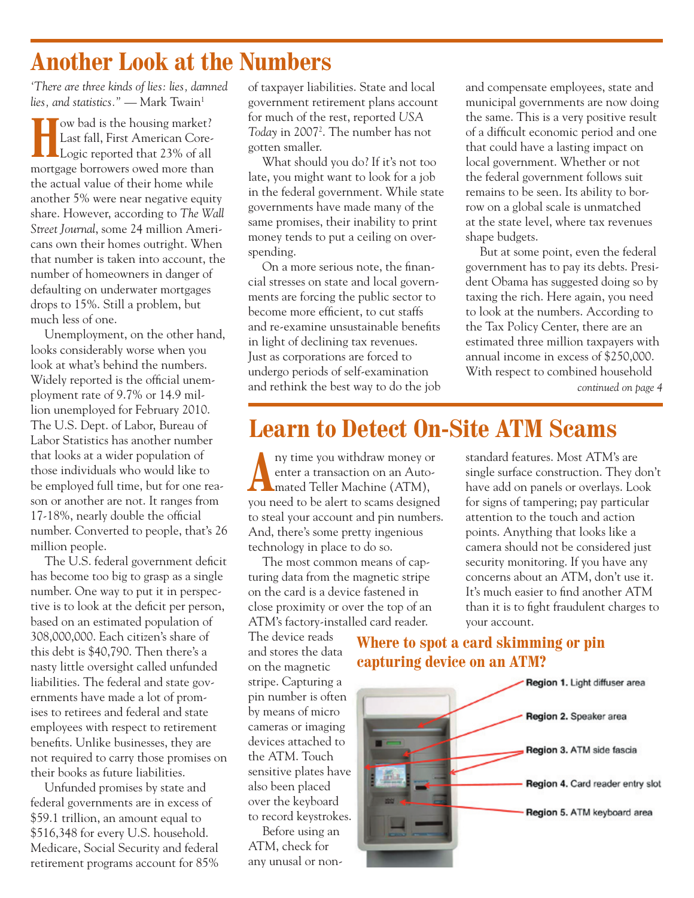# Another Look at the Numbers

*'There are three kinds of lies: lies, damned lies, and statistics."* — Mark Twain[1]

How bad is the housing market? Last fall, First American CoreLogic reported that 23% of all mortgage borrowers owed more than the actual value of their home while another 5% were near negative equity share. However, according to *The Wall Street Journal*, some 24 million Americans own their homes outright. When that number is taken into account, the number of homeowners in danger of defaulting on underwater mortgages drops to 15%. Still a problem, but much less of one.

Unemployment, on the other hand, looks considerably worse when you look at what's behind the numbers. Widely reported is the official unemployment rate of 9.7% or 14.9 million unemployed for February 2010. The U.S. Dept. of Labor, Bureau of Labor Statistics has another number that looks at a wider population of those individuals who would like to be employed full time, but for one reason or another are not. It ranges from 17-18%, nearly double the official number. Converted to people, that's 26 million people.

The U.S. federal government deficit has become too big to grasp as a single number. One way to put it in perspective is to look at the deficit per person, based on an estimated population of 308,000,000. Each citizen's share of this debt is $40,790. Then there's a nasty little oversight called unfunded liabilities. The federal and state governments have made a lot of promises to retirees and federal and state employees with respect to retirement benefits. Unlike businesses, they are not required to carry those promises on their books as future liabilities.

Unfunded promises by state and federal governments are in excess of $59.1 trillion, an amount equal to $516,348 for every U.S. household. Medicare, Social Security and federal retirement programs account for 85% of taxpayer liabilities. State and local government retirement plans account for much of the rest, reported *USA Today* in 2007[2]. The number has not gotten smaller.

What should you do? If it's not too late, you might want to look for a job in the federal government. While state governments have made many of the same promises, their inability to print money tends to put a ceiling on overspending.

On a more serious note, the financial stresses on state and local governments are forcing the public sector to become more efficient, to cut staffs and re-examine unsustainable benefits in light of declining tax revenues. Just as corporations are forced to undergo periods of self-examination and rethink the best way to do the job and compensate employees, state and municipal governments are now doing the same. This is a very positive result of a difficult economic period and one that could have a lasting impact on local government. Whether or not the federal government follows suit remains to be seen. Its ability to borrow on a global scale is unmatched at the state level, where tax revenues shape budgets.

But at some point, even the federal government has to pay its debts. President Obama has suggested doing so by taxing the rich. Here again, you need to look at the numbers. According to the Tax Policy Center, there are an estimated three million taxpayers with annual income in excess of $250,000. With respect to combined household

*continued on page 4*

# Learn to Detect On-Site ATM Scams

Any time you withdraw money or enter a transaction on an Automated Teller Machine (ATM), you need to be alert to scams designed to steal your account and pin numbers. And, there's some pretty ingenious technology in place to do so.

The most common means of capturing data from the magnetic stripe on the card is a device fastened in close proximity or over the top of an ATM's factory-installed card reader. The device reads and stores the data on the magnetic stripe. Capturing a pin number is often by means of micro cameras or imaging devices attached to the ATM. Touch sensitive plates have also been placed over the keyboard to record keystrokes.

Before using an ATM, check for any unusal or non-standard features. Most ATM's are single surface construction. They don't have add on panels or overlays. Look for signs of tampering; pay particular attention to the touch and action points. Anything that looks like a camera should not be considered just security monitoring. If you have any concerns about an ATM, don't use it. It's much easier to find another ATM than it is to fight fraudulent charges to your account.

## Where to spot a card skimming or pin capturing device on an ATM?

**Region 1.** Light diffuser area

**Region 2.** Speaker area

**Region 3.** ATM side fascia

**Region 4.** Card reader entry slot

**Region 5.** ATM keyboard area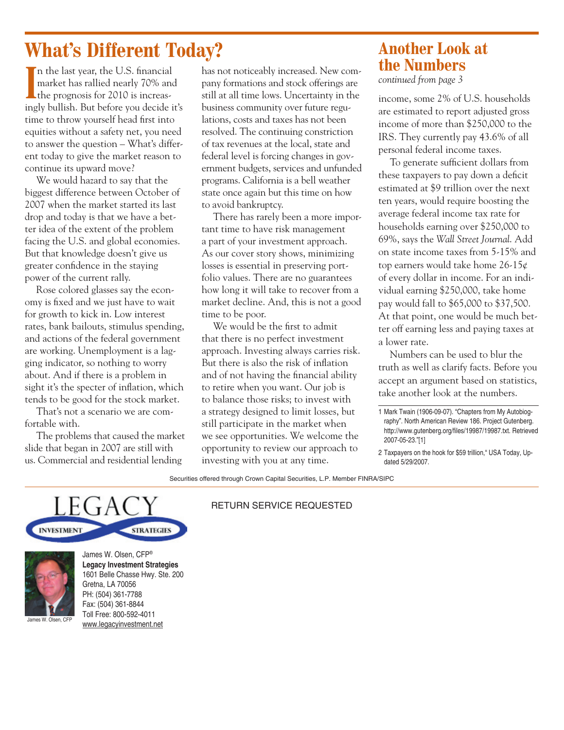# What's Different Today?

In the last year, the U.S. financial market has rallied nearly 70% and the prognosis for 2010 is increasingly bullish. But before you decide it's time to throw yourself head first into equities without a safety net, you need to answer the question – What's different today to give the market reason to continue its upward move?

We would hazard to say that the biggest difference between October of 2007 when the market started its last drop and today is that we have a better idea of the extent of the problem facing the U.S. and global economies. But that knowledge doesn't give us greater confidence in the staying power of the current rally.

Rose colored glasses say the economy is fixed and we just have to wait for growth to kick in. Low interest rates, bank bailouts, stimulus spending, and actions of the federal government are working. Unemployment is a lagging indicator, so nothing to worry about. And if there is a problem in sight it's the specter of inflation, which tends to be good for the stock market.

That's not a scenario we are comfortable with.

The problems that caused the market slide that began in 2007 are still with us. Commercial and residential lending has not noticeably increased. New company formations and stock offerings are still at all time lows. Uncertainty in the business community over future regulations, costs and taxes has not been resolved. The continuing constriction of tax revenues at the local, state and federal level is forcing changes in government budgets, services and unfunded programs. California is a bell weather state once again but this time on how to avoid bankruptcy.

There has rarely been a more important time to have risk management a part of your investment approach. As our cover story shows, minimizing losses is essential in preserving portfolio values. There are no guarantees how long it will take to recover from a market decline. And, this is not a good time to be poor.

We would be the first to admit that there is no perfect investment approach. Investing always carries risk. But there is also the risk of inflation and of not having the financial ability to retire when you want. Our job is to balance those risks; to invest with a strategy designed to limit losses, but still participate in the market when we see opportunities. We welcome the opportunity to review our approach to investing with you at any time.

# Another Look at the Numbers

*continued from page 3*

income, some 2% of U.S. households are estimated to report adjusted gross income of more than $250,000 to the IRS. They currently pay 43.6% of all personal federal income taxes.

To generate sufficient dollars from these taxpayers to pay down a deficit estimated at $9 trillion over the next ten years, would require boosting the average federal income tax rate for households earning over $250,000 to 69%, says the *Wall Street Journal*. Add on state income taxes from 5-15% and top earners would take home 26-15¢ of every dollar in income. For an individual earning $250,000, take home pay would fall to $65,000 to $37,500. At that point, one would be much better off earning less and paying taxes at a lower rate.

Numbers can be used to blur the truth as well as clarify facts. Before you accept an argument based on statistics, take another look at the numbers.

1 Mark Twain (1906-09-07). "Chapters from My Autobiography". North American Review 186. Project Gutenberg. http://www.gutenberg.org/files/19987/19987.txt. Retrieved 2007-05-23."[1]

2 Taxpayers on the hook for $59 trillion," USA Today, Updated 5/29/2007.

Securities offered through Crown Capital Securities, L.P. Member FINRA/SIPC

LEGACY INVESTMENT STRATEGIES

RETURN SERVICE REQUESTED

James W. Olsen, CFP

James W. Olsen, CFP®
**Legacy Investment Strategies**
1601 Belle Chasse Hwy. Ste. 200
Gretna, LA 70056
PH: (504) 361-7788
Fax: (504) 361-8844
Toll Free: 800-592-4011
www.legacyinvestment.net